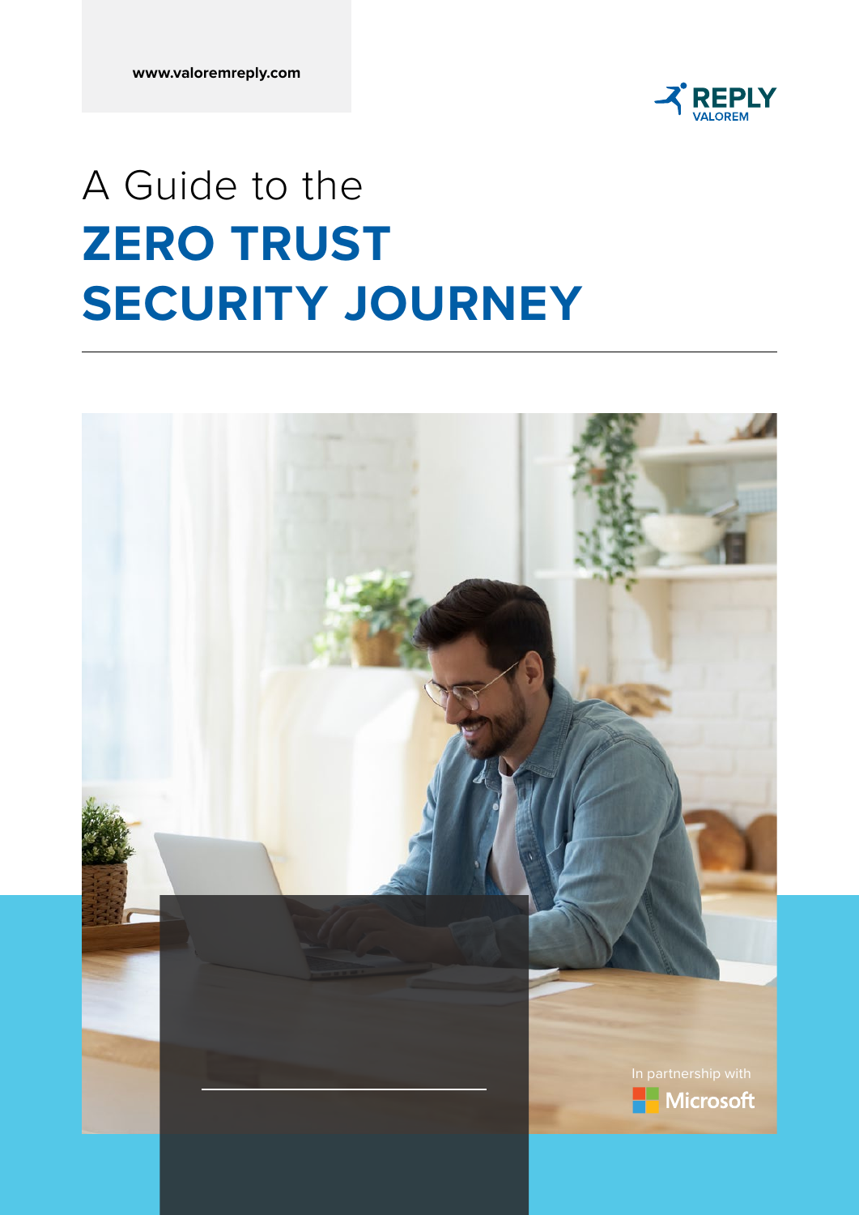www.valoremreply.com

REPLY VALOREM

# A Guide to the ZERO TRUST SECURITY JOURNEY

In partnership with Microsoft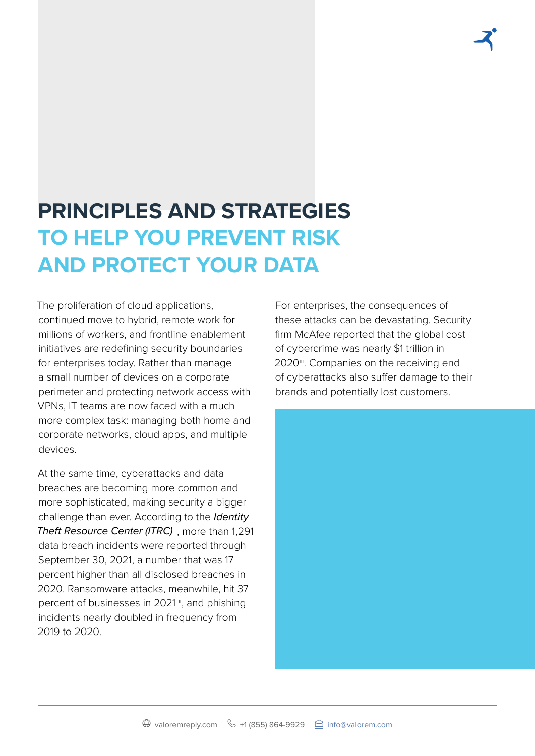# PRINCIPLES AND STRATEGIES TO HELP YOU PREVENT RISK AND PROTECT YOUR DATA

The proliferation of cloud applications, continued move to hybrid, remote work for millions of workers, and frontline enablement initiatives are redefining security boundaries for enterprises today. Rather than manage a small number of devices on a corporate perimeter and protecting network access with VPNs, IT teams are now faced with a much more complex task: managing both home and corporate networks, cloud apps, and multiple devices.

At the same time, cyberattacks and data breaches are becoming more common and more sophisticated, making security a bigger challenge than ever. According to the *Identity Theft Resource Center (ITRC)* [i], more than 1,291 data breach incidents were reported through September 30, 2021, a number that was 17 percent higher than all disclosed breaches in 2020. Ransomware attacks, meanwhile, hit 37 percent of businesses in 2021 [ii], and phishing incidents nearly doubled in frequency from 2019 to 2020.

For enterprises, the consequences of these attacks can be devastating. Security firm McAfee reported that the global cost of cybercrime was nearly $1 trillion in 2020[iii]. Companies on the receiving end of cyberattacks also suffer damage to their brands and potentially lost customers.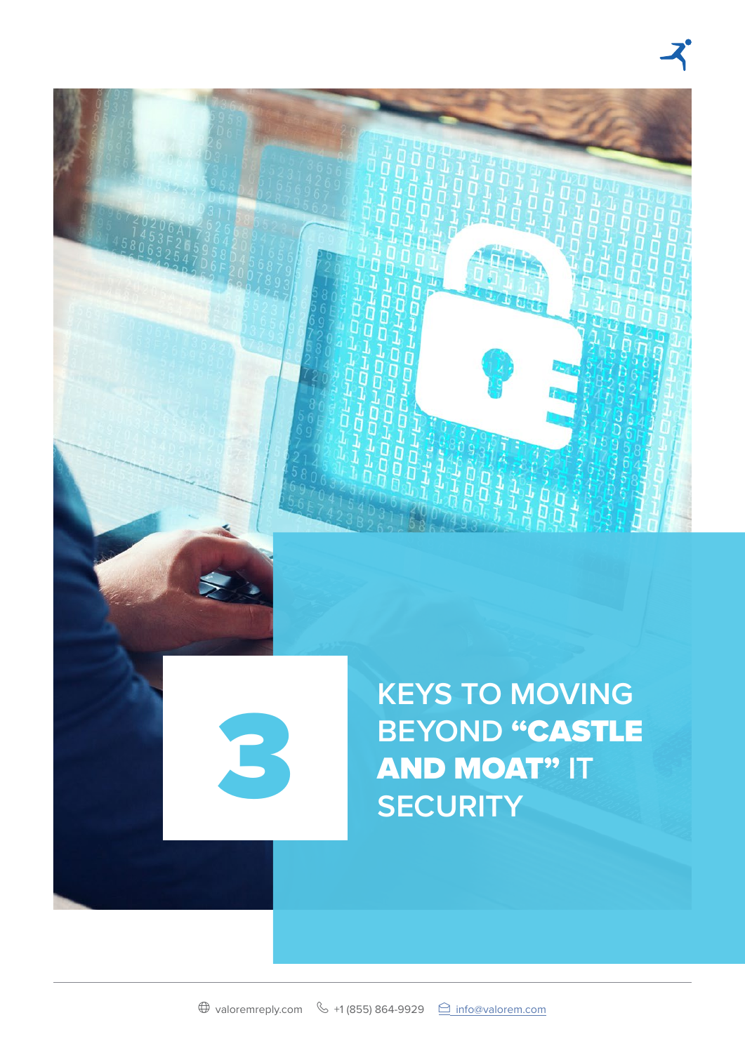# 3

## KEYS TO MOVING BEYOND **"CASTLE AND MOAT"** IT SECURITY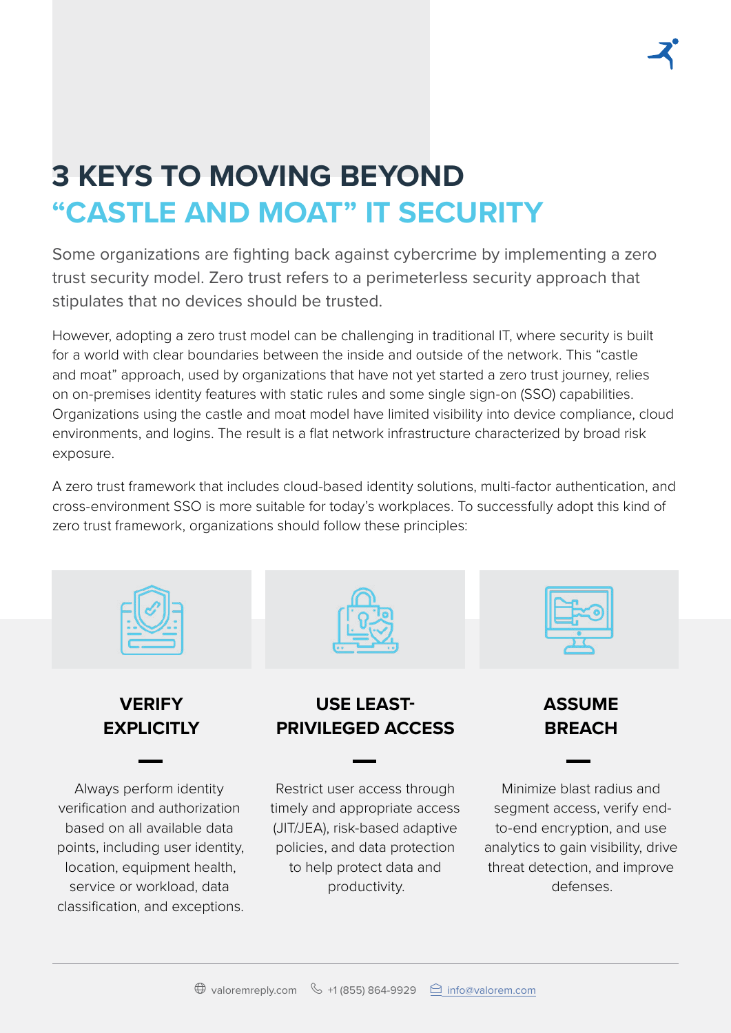# 3 KEYS TO MOVING BEYOND "CASTLE AND MOAT" IT SECURITY

Some organizations are fighting back against cybercrime by implementing a zero trust security model. Zero trust refers to a perimeterless security approach that stipulates that no devices should be trusted.

However, adopting a zero trust model can be challenging in traditional IT, where security is built for a world with clear boundaries between the inside and outside of the network. This "castle and moat" approach, used by organizations that have not yet started a zero trust journey, relies on on-premises identity features with static rules and some single sign-on (SSO) capabilities. Organizations using the castle and moat model have limited visibility into device compliance, cloud environments, and logins. The result is a flat network infrastructure characterized by broad risk exposure.

A zero trust framework that includes cloud-based identity solutions, multi-factor authentication, and cross-environment SSO is more suitable for today's workplaces. To successfully adopt this kind of zero trust framework, organizations should follow these principles:

### VERIFY EXPLICITLY

Always perform identity verification and authorization based on all available data points, including user identity, location, equipment health, service or workload, data classification, and exceptions.

### USE LEAST-PRIVILEGED ACCESS

Restrict user access through timely and appropriate access (JIT/JEA), risk-based adaptive policies, and data protection to help protect data and productivity.

### ASSUME BREACH

Minimize blast radius and segment access, verify end-to-end encryption, and use analytics to gain visibility, drive threat detection, and improve defenses.

valoremreply.com +1 (855) 864-9929 info@valorem.com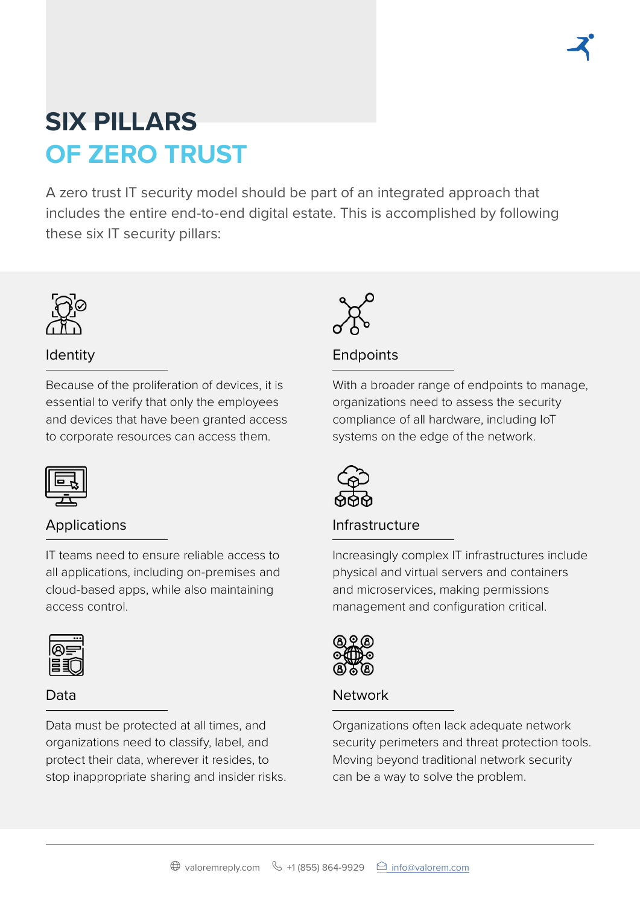# SIX PILLARS OF ZERO TRUST

A zero trust IT security model should be part of an integrated approach that includes the entire end-to-end digital estate. This is accomplished by following these six IT security pillars:

## Identity

Because of the proliferation of devices, it is essential to verify that only the employees and devices that have been granted access to corporate resources can access them.

## Applications

IT teams need to ensure reliable access to all applications, including on-premises and cloud-based apps, while also maintaining access control.

## Data

Data must be protected at all times, and organizations need to classify, label, and protect their data, wherever it resides, to stop inappropriate sharing and insider risks.

## Endpoints

With a broader range of endpoints to manage, organizations need to assess the security compliance of all hardware, including IoT systems on the edge of the network.

## Infrastructure

Increasingly complex IT infrastructures include physical and virtual servers and containers and microservices, making permissions management and configuration critical.

## Network

Organizations often lack adequate network security perimeters and threat protection tools. Moving beyond traditional network security can be a way to solve the problem.

valoremreply.com +1 (855) 864-9929 info@valorem.com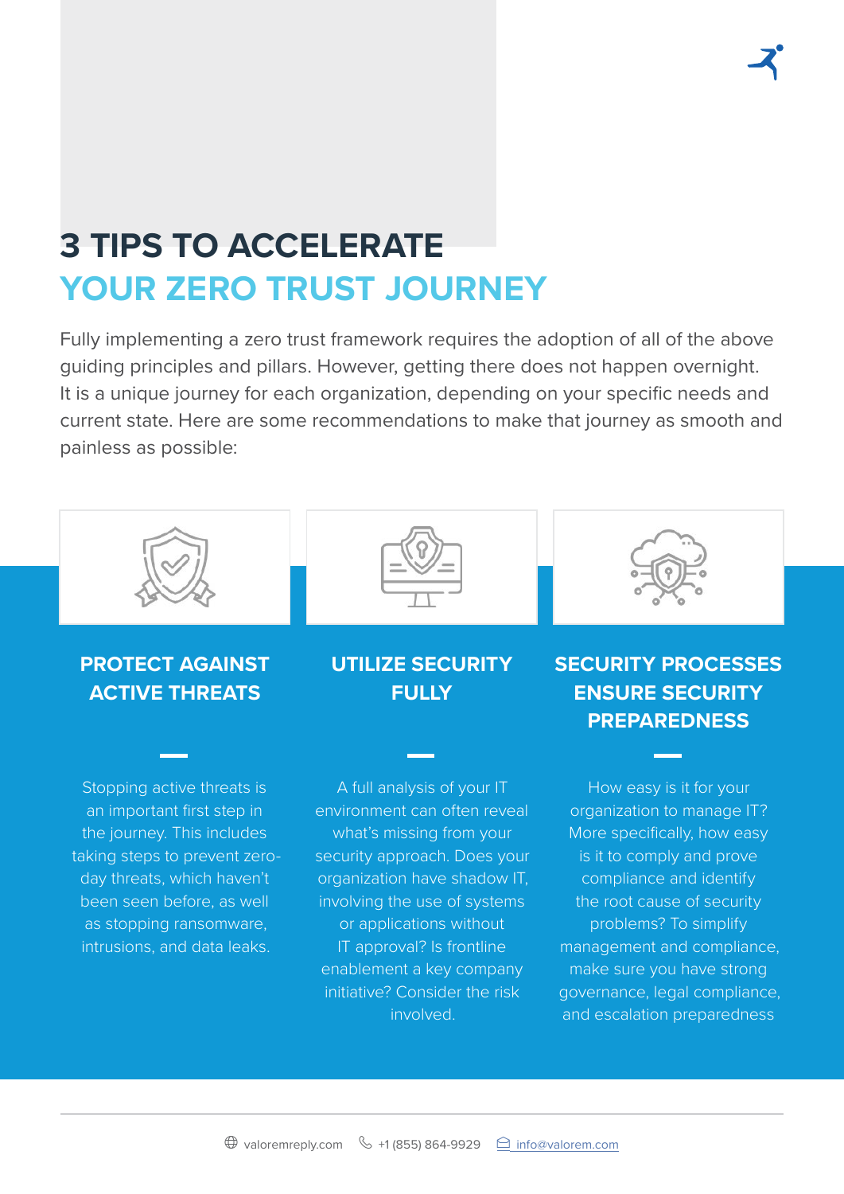# 3 TIPS TO ACCELERATE YOUR ZERO TRUST JOURNEY

Fully implementing a zero trust framework requires the adoption of all of the above guiding principles and pillars. However, getting there does not happen overnight. It is a unique journey for each organization, depending on your specific needs and current state. Here are some recommendations to make that journey as smooth and painless as possible:

## PROTECT AGAINST ACTIVE THREATS

Stopping active threats is an important first step in the journey. This includes taking steps to prevent zero-day threats, which haven't been seen before, as well as stopping ransomware, intrusions, and data leaks.

## UTILIZE SECURITY FULLY

A full analysis of your IT environment can often reveal what's missing from your security approach. Does your organization have shadow IT, involving the use of systems or applications without IT approval? Is frontline enablement a key company initiative? Consider the risk involved.

## SECURITY PROCESSES ENSURE SECURITY PREPAREDNESS

How easy is it for your organization to manage IT? More specifically, how easy is it to comply and prove compliance and identify the root cause of security problems? To simplify management and compliance, make sure you have strong governance, legal compliance, and escalation preparedness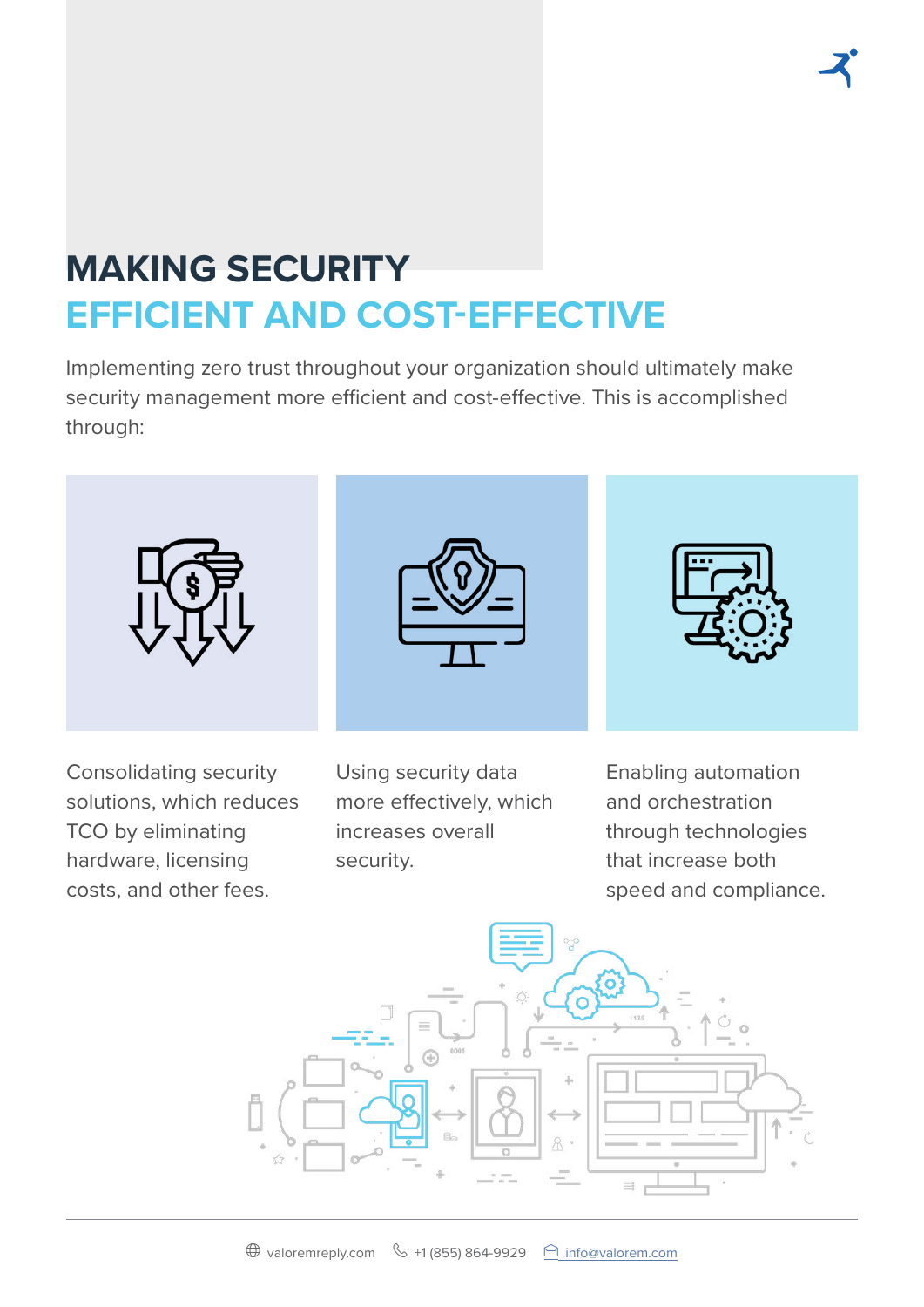# MAKING SECURITY EFFICIENT AND COST-EFFECTIVE

Implementing zero trust throughout your organization should ultimately make security management more efficient and cost-effective. This is accomplished through:

- Consolidating security solutions, which reduces TCO by eliminating hardware, licensing costs, and other fees.
- Using security data more effectively, which increases overall security.
- Enabling automation and orchestration through technologies that increase both speed and compliance.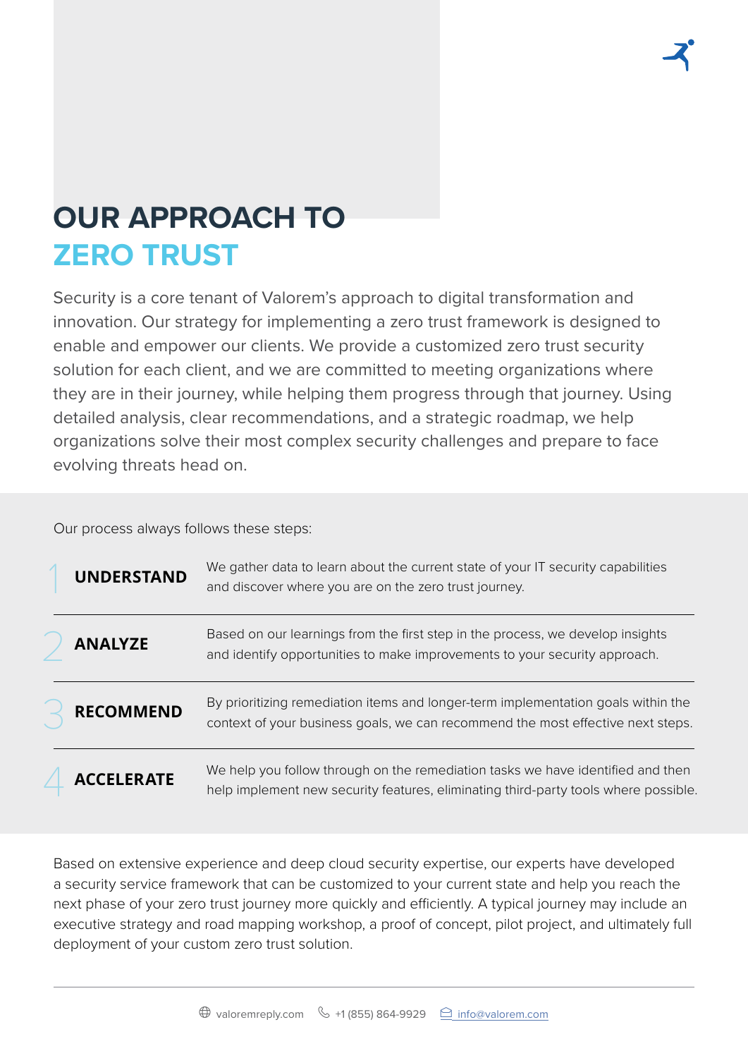# OUR APPROACH TO ZERO TRUST

Security is a core tenant of Valorem's approach to digital transformation and innovation. Our strategy for implementing a zero trust framework is designed to enable and empower our clients. We provide a customized zero trust security solution for each client, and we are committed to meeting organizations where they are in their journey, while helping them progress through that journey. Using detailed analysis, clear recommendations, and a strategic roadmap, we help organizations solve their most complex security challenges and prepare to face evolving threats head on.

Our process always follows these steps:

1. **UNDERSTAND** — We gather data to learn about the current state of your IT security capabilities and discover where you are on the zero trust journey.
2. **ANALYZE** — Based on our learnings from the first step in the process, we develop insights and identify opportunities to make improvements to your security approach.
3. **RECOMMEND** — By prioritizing remediation items and longer-term implementation goals within the context of your business goals, we can recommend the most effective next steps.
4. **ACCELERATE** — We help you follow through on the remediation tasks we have identified and then help implement new security features, eliminating third-party tools where possible.

Based on extensive experience and deep cloud security expertise, our experts have developed a security service framework that can be customized to your current state and help you reach the next phase of your zero trust journey more quickly and efficiently. A typical journey may include an executive strategy and road mapping workshop, a proof of concept, pilot project, and ultimately full deployment of your custom zero trust solution.

valoremreply.com +1 (855) 864-9929 info@valorem.com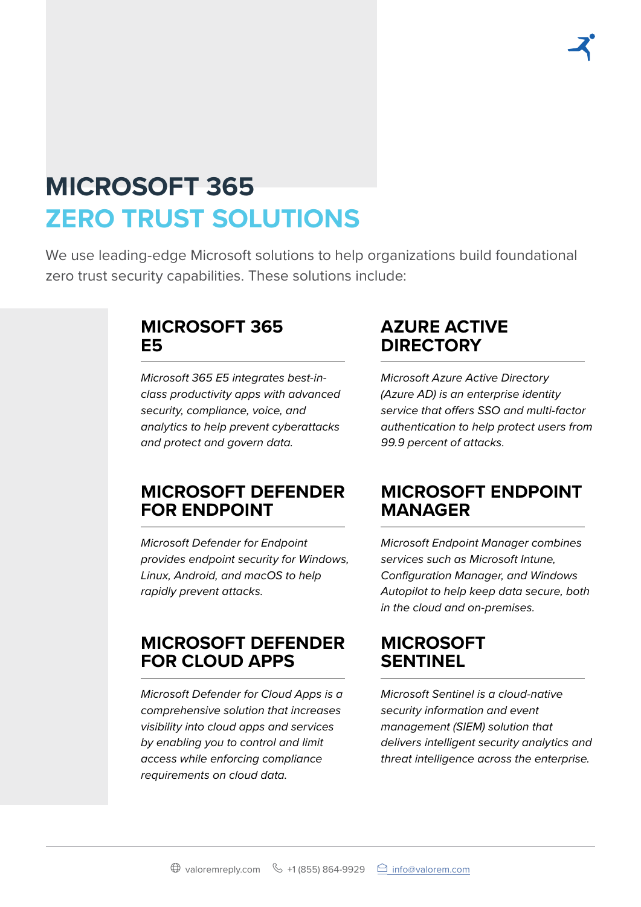# MICROSOFT 365
# ZERO TRUST SOLUTIONS

We use leading-edge Microsoft solutions to help organizations build foundational zero trust security capabilities. These solutions include:

## MICROSOFT 365 E5

*Microsoft 365 E5 integrates best-in-class productivity apps with advanced security, compliance, voice, and analytics to help prevent cyberattacks and protect and govern data.*

## AZURE ACTIVE DIRECTORY

*Microsoft Azure Active Directory (Azure AD) is an enterprise identity service that offers SSO and multi-factor authentication to help protect users from 99.9 percent of attacks.*

## MICROSOFT DEFENDER FOR ENDPOINT

*Microsoft Defender for Endpoint provides endpoint security for Windows, Linux, Android, and macOS to help rapidly prevent attacks.*

## MICROSOFT ENDPOINT MANAGER

*Microsoft Endpoint Manager combines services such as Microsoft Intune, Configuration Manager, and Windows Autopilot to help keep data secure, both in the cloud and on-premises.*

## MICROSOFT DEFENDER FOR CLOUD APPS

*Microsoft Defender for Cloud Apps is a comprehensive solution that increases visibility into cloud apps and services by enabling you to control and limit access while enforcing compliance requirements on cloud data.*

## MICROSOFT SENTINEL

*Microsoft Sentinel is a cloud-native security information and event management (SIEM) solution that delivers intelligent security analytics and threat intelligence across the enterprise.*

valoremreply.com +1 (855) 864-9929 info@valorem.com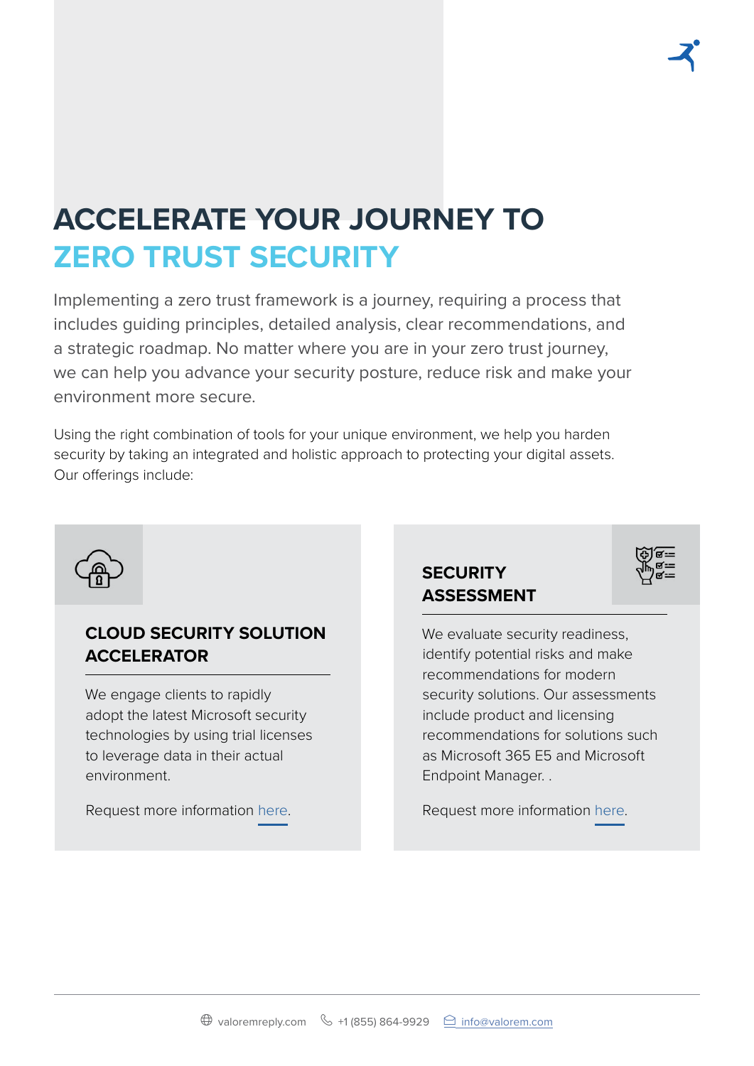# ACCELERATE YOUR JOURNEY TO ZERO TRUST SECURITY

Implementing a zero trust framework is a journey, requiring a process that includes guiding principles, detailed analysis, clear recommendations, and a strategic roadmap. No matter where you are in your zero trust journey, we can help you advance your security posture, reduce risk and make your environment more secure.

Using the right combination of tools for your unique environment, we help you harden security by taking an integrated and holistic approach to protecting your digital assets. Our offerings include:

## CLOUD SECURITY SOLUTION ACCELERATOR

We engage clients to rapidly adopt the latest Microsoft security technologies by using trial licenses to leverage data in their actual environment.

Request more information here.

## SECURITY ASSESSMENT

We evaluate security readiness, identify potential risks and make recommendations for modern security solutions. Our assessments include product and licensing recommendations for solutions such as Microsoft 365 E5 and Microsoft Endpoint Manager. .

Request more information here.

valoremreply.com | +1 (855) 864-9929 | info@valorem.com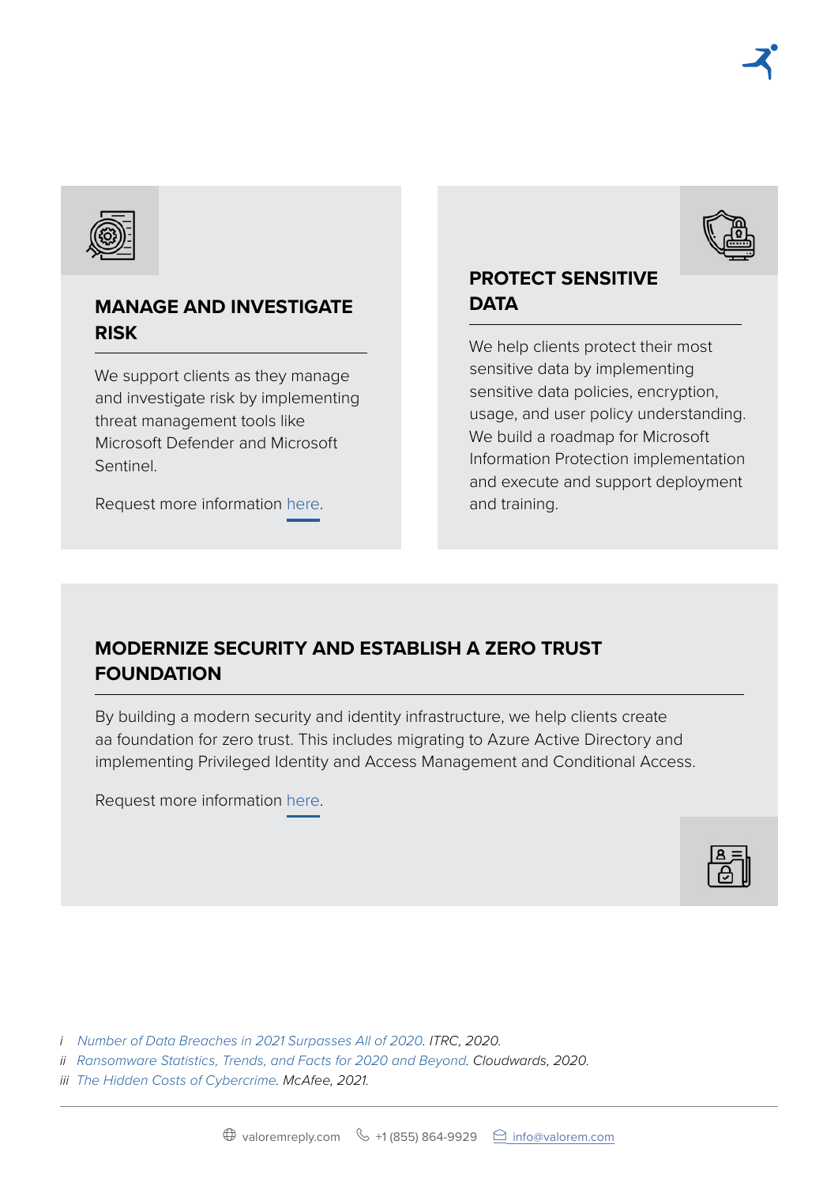## MANAGE AND INVESTIGATE RISK

We support clients as they manage and investigate risk by implementing threat management tools like Microsoft Defender and Microsoft Sentinel.

Request more information here.

## PROTECT SENSITIVE DATA

We help clients protect their most sensitive data by implementing sensitive data policies, encryption, usage, and user policy understanding. We build a roadmap for Microsoft Information Protection implementation and execute and support deployment and training.

## MODERNIZE SECURITY AND ESTABLISH A ZERO TRUST FOUNDATION

By building a modern security and identity infrastructure, we help clients create aa foundation for zero trust. This includes migrating to Azure Active Directory and implementing Privileged Identity and Access Management and Conditional Access.

Request more information here.

*i Number of Data Breaches in 2021 Surpasses All of 2020. ITRC, 2020.*
*ii Ransomware Statistics, Trends, and Facts for 2020 and Beyond. Cloudwards, 2020.*
*iii The Hidden Costs of Cybercrime. McAfee, 2021.*

valoremreply.com +1 (855) 864-9929 info@valorem.com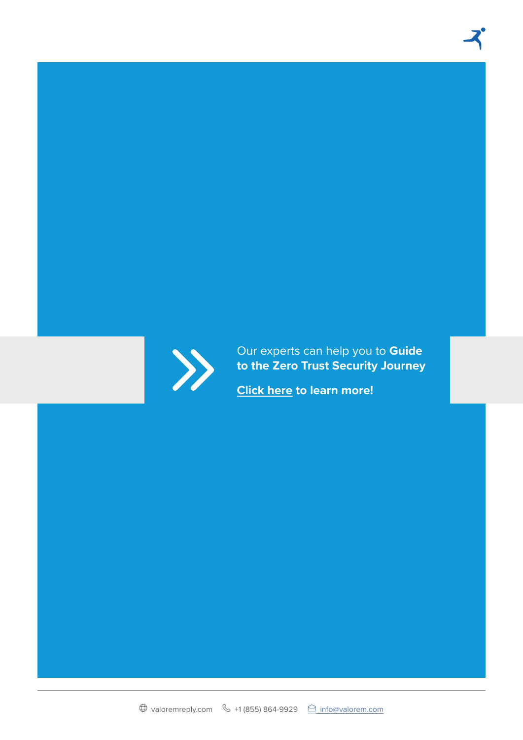Our experts can help you to **Guide to the Zero Trust Security Journey**

**Click here to learn more!**

valoremreply.com +1 (855) 864-9929 info@valorem.com